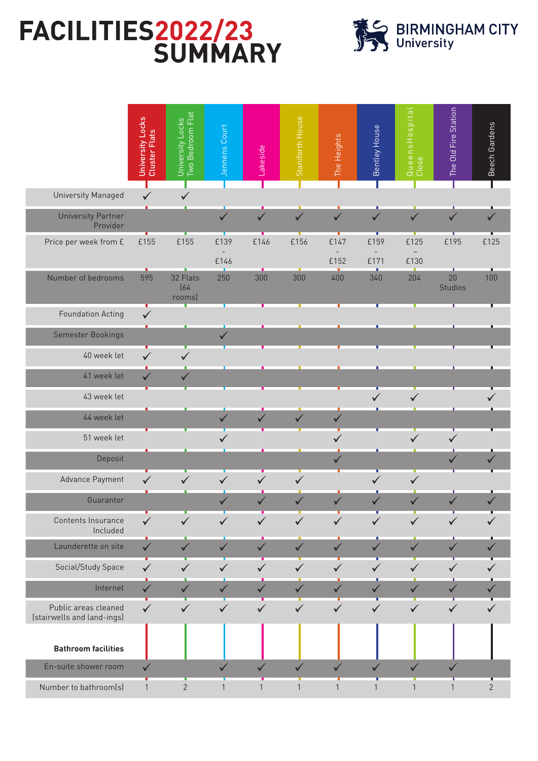# FACILITIES 2022/23 SUMMARY

BIRMINGHAM CITY University

| | University Locks Cluster Flats | University Locks Two Bedroom Flat | Jennens Court | Lakeside | Staniforth House | The Heights | Bentley House | Queens Hospital Close | The Old Fire Station | Beech Gardens |
|---|---|---|---|---|---|---|---|---|---|---|
| University Managed | ✓ | ✓ | | | | | | | | |
| University Partner Provider | | | ✓ | ✓ | ✓ | ✓ | ✓ | ✓ | ✓ | ✓ |
| Price per week from £ | £155 | £155 | £139 - £146 | £146 | £156 | £147 - £152 | £159 - £171 | £125 – £130 | £195 | £125 |
| Number of bedrooms | 595 | 32 Flats (64 rooms) | 250 | 300 | 300 | 400 | 340 | 204 | 20 Studios | 100 |
| Foundation Acting | ✓ | | | | | | | | | |
| Semester Bookings | | | ✓ | | | | | | | |
| 40 week let | ✓ | ✓ | | | | | | | | |
| 41 week let | ✓ | ✓ | | | | | | | | |
| 43 week let | | | | | | | ✓ | ✓ | | ✓ |
| 44 week let | | | ✓ | ✓ | ✓ | ✓ | | | | |
| 51 week let | | | ✓ | | | ✓ | | ✓ | ✓ | |
| Deposit | | | | | | ✓ | | | ✓ | ✓ |
| Advance Payment | ✓ | ✓ | ✓ | ✓ | ✓ | | ✓ | ✓ | | |
| Guarantor | | | ✓ | ✓ | ✓ | ✓ | ✓ | ✓ | ✓ | ✓ |
| Contents Insurance Included | ✓ | ✓ | ✓ | ✓ | ✓ | ✓ | ✓ | ✓ | ✓ | ✓ |
| Launderette on site | ✓ | ✓ | ✓ | ✓ | ✓ | ✓ | ✓ | ✓ | ✓ | ✓ |
| Social/Study Space | ✓ | ✓ | ✓ | ✓ | ✓ | ✓ | ✓ | ✓ | ✓ | ✓ |
| Internet | ✓ | ✓ | ✓ | ✓ | ✓ | ✓ | ✓ | ✓ | ✓ | ✓ |
| Public areas cleaned (stairwells and land-ings) | ✓ | ✓ | ✓ | ✓ | ✓ | ✓ | ✓ | ✓ | ✓ | ✓ |
| **Bathroom facilities** | | | | | | | | | | |
| En-suite shower room | ✓ | | ✓ | ✓ | ✓ | ✓ | ✓ | ✓ | ✓ | |
| Number to bathroom(s) | 1 | 2 | 1 | 1 | 1 | 1 | 1 | 1 | 1 | 2 |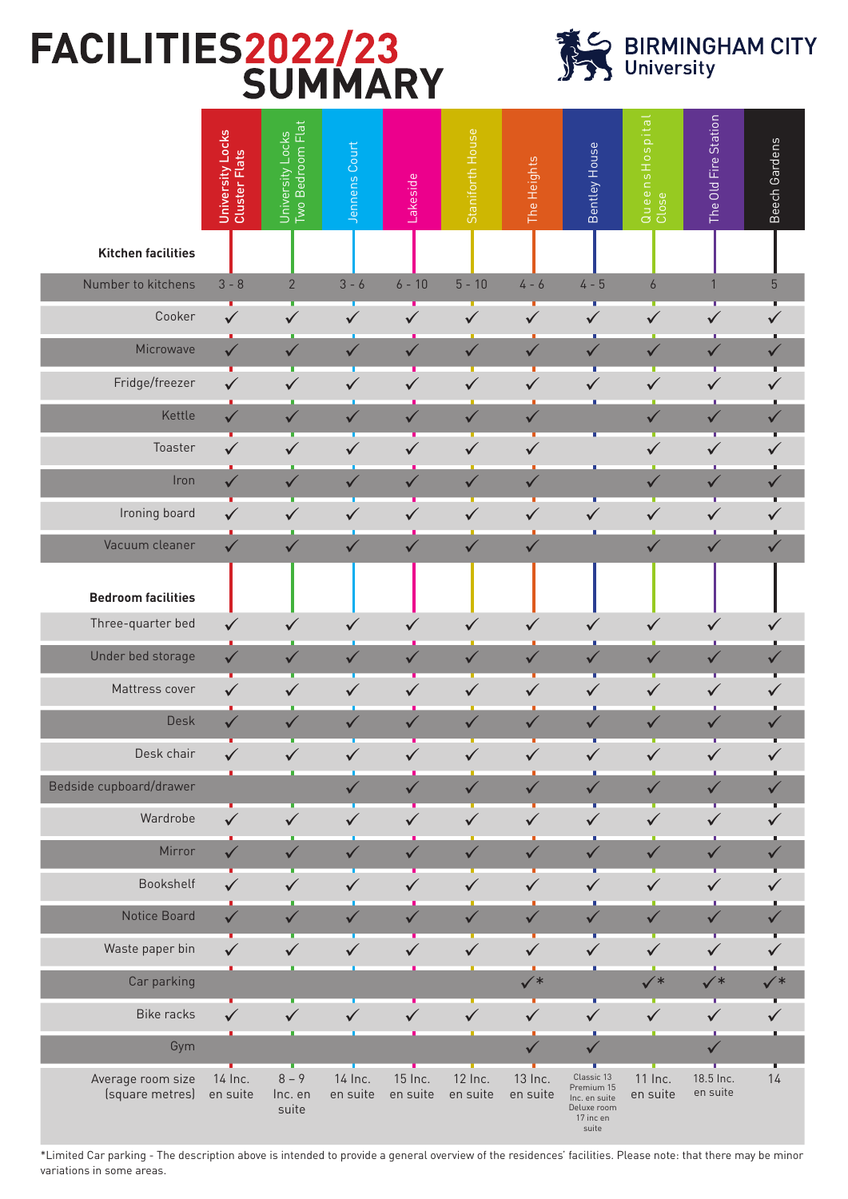# FACILITIES 2022/23 SUMMARY

BIRMINGHAM CITY University

| | University Locks Cluster Flats | University Locks Two Bedroom Flat | Jennens Court | Lakeside | Staniforth House | The Heights | Bentley House | Queens Hospital Close | The Old Fire Station | Beech Gardens |
|---|---|---|---|---|---|---|---|---|---|---|
| **Kitchen facilities** | | | | | | | | | | |
| Number to kitchens | 3 - 8 | 2 | 3 - 6 | 6 - 10 | 5 - 10 | 4 - 6 | 4 - 5 | 6 | 1 | 5 |
| Cooker | ✓ | ✓ | ✓ | ✓ | ✓ | ✓ | ✓ | ✓ | ✓ | ✓ |
| Microwave | ✓ | ✓ | ✓ | ✓ | ✓ | ✓ | ✓ | ✓ | ✓ | ✓ |
| Fridge/freezer | ✓ | ✓ | ✓ | ✓ | ✓ | ✓ | ✓ | ✓ | ✓ | ✓ |
| Kettle | ✓ | ✓ | ✓ | ✓ | ✓ | ✓ | | ✓ | ✓ | ✓ |
| Toaster | ✓ | ✓ | ✓ | ✓ | ✓ | ✓ | | ✓ | ✓ | ✓ |
| Iron | ✓ | ✓ | ✓ | ✓ | ✓ | ✓ | | ✓ | ✓ | ✓ |
| Ironing board | ✓ | ✓ | ✓ | ✓ | ✓ | ✓ | ✓ | ✓ | ✓ | ✓ |
| Vacuum cleaner | ✓ | ✓ | ✓ | ✓ | ✓ | ✓ | | ✓ | ✓ | ✓ |
| **Bedroom facilities** | | | | | | | | | | |
| Three-quarter bed | ✓ | ✓ | ✓ | ✓ | ✓ | ✓ | ✓ | ✓ | ✓ | ✓ |
| Under bed storage | ✓ | ✓ | ✓ | ✓ | ✓ | ✓ | ✓ | ✓ | ✓ | ✓ |
| Mattress cover | ✓ | ✓ | ✓ | ✓ | ✓ | ✓ | ✓ | ✓ | ✓ | ✓ |
| Desk | ✓ | ✓ | ✓ | ✓ | ✓ | ✓ | ✓ | ✓ | ✓ | ✓ |
| Desk chair | ✓ | ✓ | ✓ | ✓ | ✓ | ✓ | ✓ | ✓ | ✓ | ✓ |
| Bedside cupboard/drawer | | | ✓ | ✓ | ✓ | ✓ | ✓ | ✓ | ✓ | ✓ |
| Wardrobe | ✓ | ✓ | ✓ | ✓ | ✓ | ✓ | ✓ | ✓ | ✓ | ✓ |
| Mirror | ✓ | ✓ | ✓ | ✓ | ✓ | ✓ | ✓ | ✓ | ✓ | ✓ |
| Bookshelf | ✓ | ✓ | ✓ | ✓ | ✓ | ✓ | ✓ | ✓ | ✓ | ✓ |
| Notice Board | ✓ | ✓ | ✓ | ✓ | ✓ | ✓ | ✓ | ✓ | ✓ | ✓ |
| Waste paper bin | ✓ | ✓ | ✓ | ✓ | ✓ | ✓ | ✓ | ✓ | ✓ | ✓ |
| Car parking | | | | | | ✓* | | ✓* | ✓* | ✓* |
| Bike racks | ✓ | ✓ | ✓ | ✓ | ✓ | ✓ | ✓ | ✓ | ✓ | ✓ |
| Gym | | | | | | ✓ | ✓ | | ✓ | |
| Average room size (square metres) | 14 Inc. en suite | 8 – 9 Inc. en suite | 14 Inc. en suite | 15 Inc. en suite | 12 Inc. en suite | 13 Inc. en suite | Classic 13 Premium 15 Inc. en suite Deluxe room 17 inc en suite | 11 Inc. en suite | 18.5 Inc. en suite | 14 |

*Limited Car parking - The description above is intended to provide a general overview of the residences' facilities. Please note: that there may be minor variations in some areas.